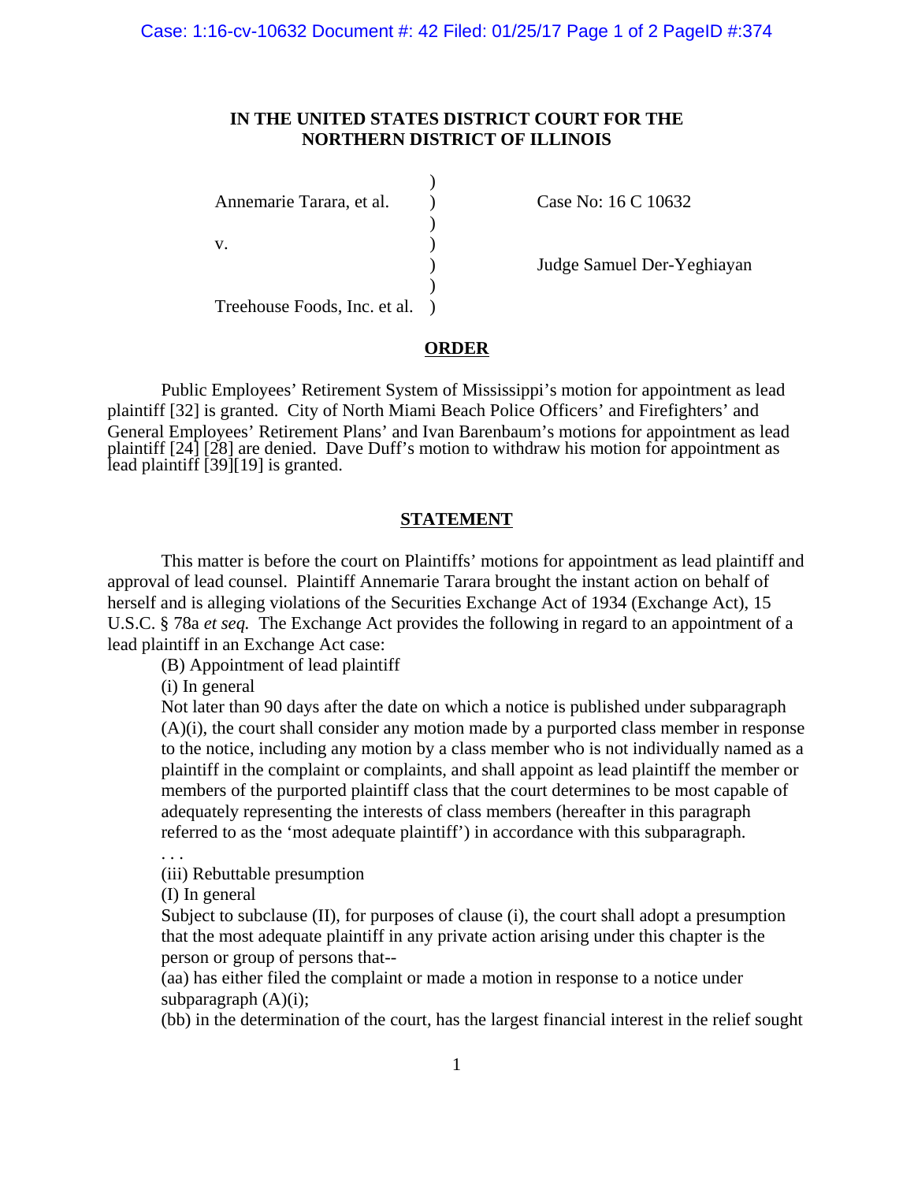**IN THE UNITED STATES DISTRICT COURT FOR THE NORTHERN DISTRICT OF ILLINOIS**

Annemarie Tarara, et al.

v.

Treehouse Foods, Inc. et al.

Case No: 16 C 10632

Judge Samuel Der-Yeghiayan

## ORDER

Public Employees' Retirement System of Mississippi's motion for appointment as lead plaintiff [32] is granted. City of North Miami Beach Police Officers' and Firefighters' and General Employees' Retirement Plans' and Ivan Barenbaum's motions for appointment as lead plaintiff [24] [28] are denied. Dave Duff's motion to withdraw his motion for appointment as lead plaintiff [39][19] is granted.

## STATEMENT

This matter is before the court on Plaintiffs' motions for appointment as lead plaintiff and approval of lead counsel. Plaintiff Annemarie Tarara brought the instant action on behalf of herself and is alleging violations of the Securities Exchange Act of 1934 (Exchange Act), 15 U.S.C. § 78a *et seq.* The Exchange Act provides the following in regard to an appointment of a lead plaintiff in an Exchange Act case:

(B) Appointment of lead plaintiff

(i) In general

Not later than 90 days after the date on which a notice is published under subparagraph (A)(i), the court shall consider any motion made by a purported class member in response to the notice, including any motion by a class member who is not individually named as a plaintiff in the complaint or complaints, and shall appoint as lead plaintiff the member or members of the purported plaintiff class that the court determines to be most capable of adequately representing the interests of class members (hereafter in this paragraph referred to as the 'most adequate plaintiff') in accordance with this subparagraph.

. . .

(iii) Rebuttable presumption

(I) In general

Subject to subclause (II), for purposes of clause (i), the court shall adopt a presumption that the most adequate plaintiff in any private action arising under this chapter is the person or group of persons that--

(aa) has either filed the complaint or made a motion in response to a notice under subparagraph (A)(i);

(bb) in the determination of the court, has the largest financial interest in the relief sought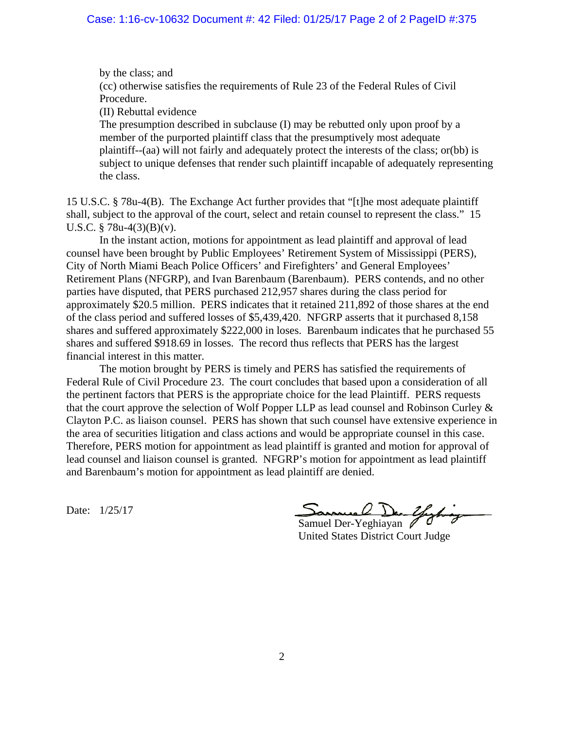by the class; and

(cc) otherwise satisfies the requirements of Rule 23 of the Federal Rules of Civil Procedure.

(II) Rebuttal evidence

The presumption described in subclause (I) may be rebutted only upon proof by a member of the purported plaintiff class that the presumptively most adequate plaintiff--(aa) will not fairly and adequately protect the interests of the class; or(bb) is subject to unique defenses that render such plaintiff incapable of adequately representing the class.

15 U.S.C. § 78u-4(B). The Exchange Act further provides that "[t]he most adequate plaintiff shall, subject to the approval of the court, select and retain counsel to represent the class." 15 U.S.C. § 78u-4(3)(B)(v).

In the instant action, motions for appointment as lead plaintiff and approval of lead counsel have been brought by Public Employees' Retirement System of Mississippi (PERS), City of North Miami Beach Police Officers' and Firefighters' and General Employees' Retirement Plans (NFGRP), and Ivan Barenbaum (Barenbaum). PERS contends, and no other parties have disputed, that PERS purchased 212,957 shares during the class period for approximately $20.5 million. PERS indicates that it retained 211,892 of those shares at the end of the class period and suffered losses of $5,439,420. NFGRP asserts that it purchased 8,158 shares and suffered approximately $222,000 in loses. Barenbaum indicates that he purchased 55 shares and suffered $918.69 in losses. The record thus reflects that PERS has the largest financial interest in this matter.

The motion brought by PERS is timely and PERS has satisfied the requirements of Federal Rule of Civil Procedure 23. The court concludes that based upon a consideration of all the pertinent factors that PERS is the appropriate choice for the lead Plaintiff. PERS requests that the court approve the selection of Wolf Popper LLP as lead counsel and Robinson Curley & Clayton P.C. as liaison counsel. PERS has shown that such counsel have extensive experience in the area of securities litigation and class actions and would be appropriate counsel in this case. Therefore, PERS motion for appointment as lead plaintiff is granted and motion for approval of lead counsel and liaison counsel is granted. NFGRP's motion for appointment as lead plaintiff and Barenbaum's motion for appointment as lead plaintiff are denied.

Date: 1/25/17

Samuel Der-Yeghiayan
United States District Court Judge